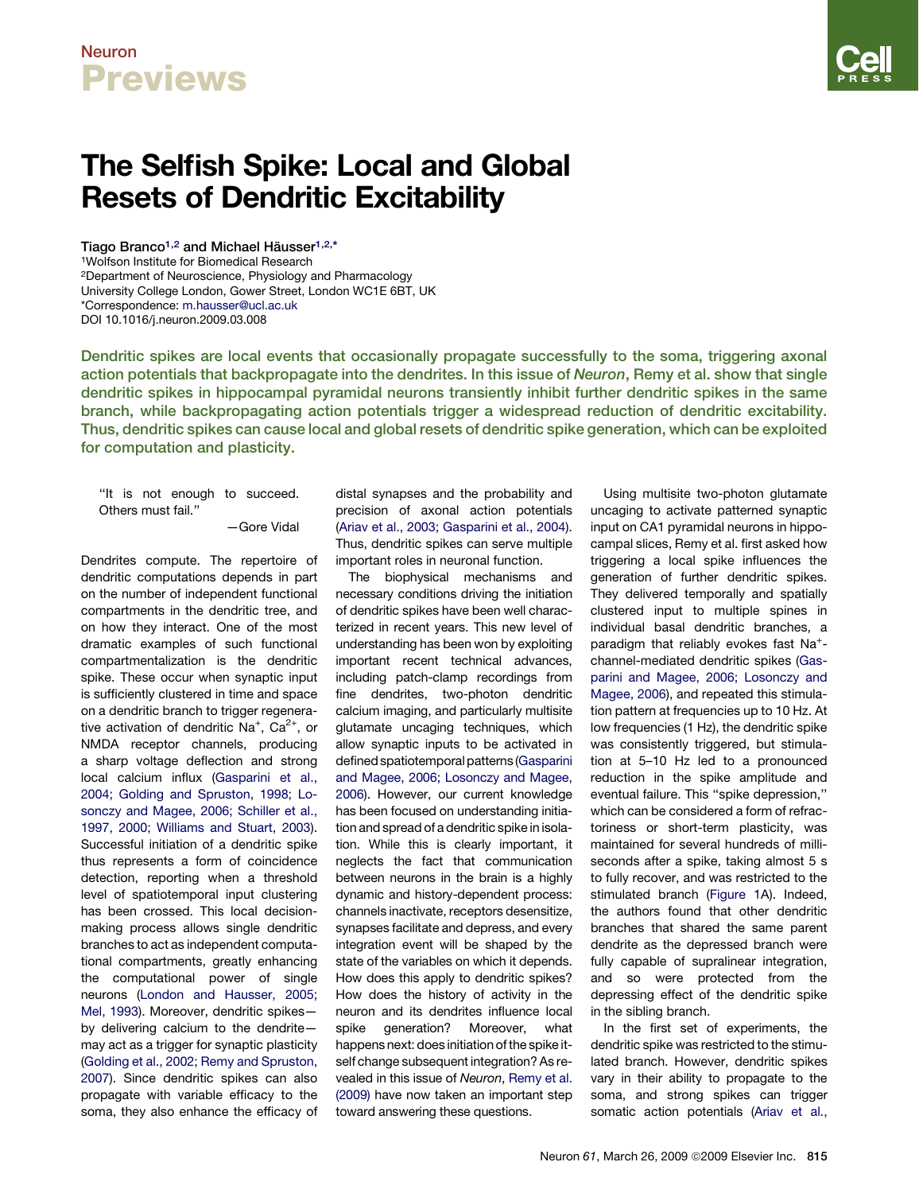# The Selfish Spike: Local and Global Resets of Dendritic Excitability

Tiago Branco[1,2] and Michael Häusser[1,2,*]

[1]Wolfson Institute for Biomedical Research

[2]Department of Neuroscience, Physiology and Pharmacology

University College London, Gower Street, London WC1E 6BT, UK

*Correspondence: m.hausser@ucl.ac.uk

DOI 10.1016/j.neuron.2009.03.008

**Dendritic spikes are local events that occasionally propagate successfully to the soma, triggering axonal action potentials that backpropagate into the dendrites. In this issue of *Neuron*, Remy et al. show that single dendritic spikes in hippocampal pyramidal neurons transiently inhibit further dendritic spikes in the same branch, while backpropagating action potentials trigger a widespread reduction of dendritic excitability. Thus, dendritic spikes can cause local and global resets of dendritic spike generation, which can be exploited for computation and plasticity.**

> "It is not enough to succeed. Others must fail."
>
> —Gore Vidal

Dendrites compute. The repertoire of dendritic computations depends in part on the number of independent functional compartments in the dendritic tree, and on how they interact. One of the most dramatic examples of such functional compartmentalization is the dendritic spike. These occur when synaptic input is sufficiently clustered in time and space on a dendritic branch to trigger regenerative activation of dendritic $Na^{+}$, $Ca^{2+}$, or NMDA receptor channels, producing a sharp voltage deflection and strong local calcium influx (Gasparini et al., 2004; Golding and Spruston, 1998; Losonczy and Magee, 2006; Schiller et al., 1997, 2000; Williams and Stuart, 2003). Successful initiation of a dendritic spike thus represents a form of coincidence detection, reporting when a threshold level of spatiotemporal input clustering has been crossed. This local decision-making process allows single dendritic branches to act as independent computational compartments, greatly enhancing the computational power of single neurons (London and Hausser, 2005; Mel, 1993). Moreover, dendritic spikes—by delivering calcium to the dendrite—may act as a trigger for synaptic plasticity (Golding et al., 2002; Remy and Spruston, 2007). Since dendritic spikes can also propagate with variable efficacy to the soma, they also enhance the efficacy of distal synapses and the probability and precision of axonal action potentials (Ariav et al., 2003; Gasparini et al., 2004). Thus, dendritic spikes can serve multiple important roles in neuronal function.

The biophysical mechanisms and necessary conditions driving the initiation of dendritic spikes have been well characterized in recent years. This new level of understanding has been won by exploiting important recent technical advances, including patch-clamp recordings from fine dendrites, two-photon dendritic calcium imaging, and particularly multisite glutamate uncaging techniques, which allow synaptic inputs to be activated in defined spatiotemporal patterns (Gasparini and Magee, 2006; Losonczy and Magee, 2006). However, our current knowledge has been focused on understanding initiation and spread of a dendritic spike in isolation. While this is clearly important, it neglects the fact that communication between neurons in the brain is a highly dynamic and history-dependent process: channels inactivate, receptors desensitize, synapses facilitate and depress, and every integration event will be shaped by the state of the variables on which it depends. How does this apply to dendritic spikes? How does the history of activity in the neuron and its dendrites influence local spike generation? Moreover, what happens next: does initiation of the spike itself change subsequent integration? As revealed in this issue of *Neuron*, Remy et al. (2009) have now taken an important step toward answering these questions.

Using multisite two-photon glutamate uncaging to activate patterned synaptic input on CA1 pyramidal neurons in hippocampal slices, Remy et al. first asked how triggering a local spike influences the generation of further dendritic spikes. They delivered temporally and spatially clustered input to multiple spines in individual basal dendritic branches, a paradigm that reliably evokes fast $Na^{+}$-channel-mediated dendritic spikes (Gasparini and Magee, 2006; Losonczy and Magee, 2006), and repeated this stimulation pattern at frequencies up to 10 Hz. At low frequencies (1 Hz), the dendritic spike was consistently triggered, but stimulation at 5–10 Hz led to a pronounced reduction in the spike amplitude and eventual failure. This "spike depression," which can be considered a form of refractoriness or short-term plasticity, was maintained for several hundreds of milliseconds after a spike, taking almost 5 s to fully recover, and was restricted to the stimulated branch (Figure 1A). Indeed, the authors found that other dendritic branches that shared the same parent dendrite as the depressed branch were fully capable of supralinear integration, and so were protected from the depressing effect of the dendritic spike in the sibling branch.

In the first set of experiments, the dendritic spike was restricted to the stimulated branch. However, dendritic spikes vary in their ability to propagate to the soma, and strong spikes can trigger somatic action potentials (Ariav et al.,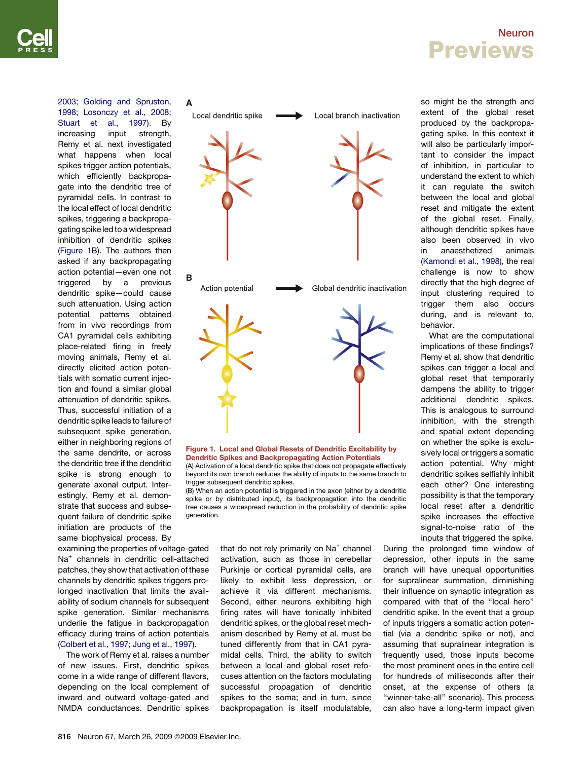2003; Golding and Spruston, 1998; Losonczy et al., 2008; Stuart et al., 1997). By increasing input strength, Remy et al. next investigated what happens when local spikes trigger action potentials, which efficiently backpropagate into the dendritic tree of pyramidal cells. In contrast to the local effect of local dendritic spikes, triggering a backpropagating spike led to a widespread inhibition of dendritic spikes (Figure 1B). The authors then asked if any backpropagating action potential—even one not triggered by a previous dendritic spike—could cause such attenuation. Using action potential patterns obtained from in vivo recordings from CA1 pyramidal cells exhibiting place-related firing in freely moving animals, Remy et al. directly elicited action potentials with somatic current injection and found a similar global attenuation of dendritic spikes. Thus, successful initiation of a dendritic spike leads to failure of subsequent spike generation, either in neighboring regions of the same dendrite, or across the dendritic tree if the dendritic spike is strong enough to generate axonal output. Interestingly, Remy et al. demonstrate that success and subsequent failure of dendritic spike initiation are products of the same biophysical process. By examining the properties of voltage-gated $Na^+$ channels in dendritic cell-attached patches, they show that activation of these channels by dendritic spikes triggers prolonged inactivation that limits the availability of sodium channels for subsequent spike generation. Similar mechanisms underlie the fatigue in backpropagation efficacy during trains of action potentials (Colbert et al., 1997; Jung et al., 1997).

**Figure 1. Local and Global Resets of Dendritic Excitability by Dendritic Spikes and Backpropagating Action Potentials**

(A) Activation of a local dendritic spike that does not propagate effectively beyond its own branch reduces the ability of inputs to the same branch to trigger subsequent dendritic spikes.

(B) When an action potential is triggered in the axon (either by a dendritic spike or by distributed input), its backpropagation into the dendritic tree causes a widespread reduction in the probability of dendritic spike generation.

The work of Remy et al. raises a number of new issues. First, dendritic spikes come in a wide range of different flavors, depending on the local complement of inward and outward voltage-gated and NMDA conductances. Dendritic spikes that do not rely primarily on $Na^+$ channel activation, such as those in cerebellar Purkinje or cortical pyramidal cells, are likely to exhibit less depression, or achieve it via different mechanisms. Second, either neurons exhibiting high firing rates will have tonically inhibited dendritic spikes, or the global reset mechanism described by Remy et al. must be tuned differently from that in CA1 pyramidal cells. Third, the ability to switch between a local and global reset refocuses attention on the factors modulating successful propagation of dendritic spikes to the soma; and in turn, since backpropagation is itself modulatable, so might be the strength and extent of the global reset produced by the backpropagating spike. In this context it will also be particularly important to consider the impact of inhibition, in particular to understand the extent to which it can regulate the switch between the local and global reset and mitigate the extent of the global reset. Finally, although dendritic spikes have also been observed in vivo in anaesthetized animals (Kamondi et al., 1998), the real challenge is now to show directly that the high degree of input clustering required to trigger them also occurs during, and is relevant to, behavior.

What are the computational implications of these findings? Remy et al. show that dendritic spikes can trigger a local and global reset that temporarily dampens the ability to trigger additional dendritic spikes. This is analogous to surround inhibition, with the strength and spatial extent depending on whether the spike is exclusively local or triggers a somatic action potential. Why might dendritic spikes selfishly inhibit each other? One interesting possibility is that the temporary local reset after a dendritic spike increases the effective signal-to-noise ratio of the inputs that triggered the spike. During the prolonged time window of depression, other inputs in the same branch will have unequal opportunities for supralinear summation, diminishing their influence on synaptic integration as compared with that of the "local hero" dendritic spike. In the event that a group of inputs triggers a somatic action potential (via a dendritic spike or not), and assuming that supralinear integration is frequently used, those inputs become the most prominent ones in the entire cell for hundreds of milliseconds after their onset, at the expense of others (a "winner-take-all" scenario). This process can also have a long-term impact given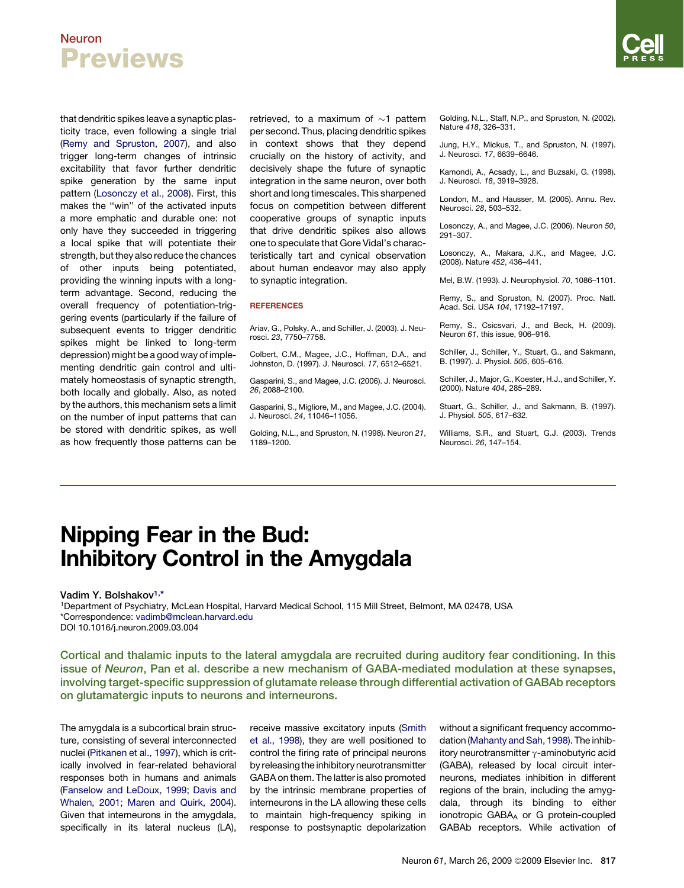that dendritic spikes leave a synaptic plasticity trace, even following a single trial (Remy and Spruston, 2007), and also trigger long-term changes of intrinsic excitability that favor further dendritic spike generation by the same input pattern (Losonczy et al., 2008). First, this makes the "win" of the activated inputs a more emphatic and durable one: not only have they succeeded in triggering a local spike that will potentiate their strength, but they also reduce the chances of other inputs being potentiated, providing the winning inputs with a long-term advantage. Second, reducing the overall frequency of potentiation-triggering events (particularly if the failure of subsequent events to trigger dendritic spikes might be linked to long-term depression) might be a good way of implementing dendritic gain control and ultimately homeostasis of synaptic strength, both locally and globally. Also, as noted by the authors, this mechanism sets a limit on the number of input patterns that can be stored with dendritic spikes, as well as how frequently those patterns can be retrieved, to a maximum of ~1 pattern per second. Thus, placing dendritic spikes in context shows that they depend crucially on the history of activity, and decisively shape the future of synaptic integration in the same neuron, over both short and long timescales. This sharpened focus on competition between different cooperative groups of synaptic inputs that drive dendritic spikes also allows one to speculate that Gore Vidal's characteristically tart and cynical observation about human endeavor may also apply to synaptic integration.

## REFERENCES

Ariav, G., Polsky, A., and Schiller, J. (2003). J. Neurosci. *23*, 7750–7758.

Colbert, C.M., Magee, J.C., Hoffman, D.A., and Johnston, D. (1997). J. Neurosci. *17*, 6512–6521.

Gasparini, S., and Magee, J.C. (2006). J. Neurosci. *26*, 2088–2100.

Gasparini, S., Migliore, M., and Magee, J.C. (2004). J. Neurosci. *24*, 11046–11056.

Golding, N.L., and Spruston, N. (1998). Neuron *21*, 1189–1200.

Golding, N.L., Staff, N.P., and Spruston, N. (2002). Nature *418*, 326–331.

Jung, H.Y., Mickus, T., and Spruston, N. (1997). J. Neurosci. *17*, 6639–6646.

Kamondi, A., Acsady, L., and Buzsaki, G. (1998). J. Neurosci. *18*, 3919–3928.

London, M., and Hausser, M. (2005). Annu. Rev. Neurosci. *28*, 503–532.

Losonczy, A., and Magee, J.C. (2006). Neuron *50*, 291–307.

Losonczy, A., Makara, J.K., and Magee, J.C. (2008). Nature *452*, 436–441.

Mel, B.W. (1993). J. Neurophysiol. *70*, 1086–1101.

Remy, S., and Spruston, N. (2007). Proc. Natl. Acad. Sci. USA *104*, 17192–17197.

Remy, S., Csicsvari, J., and Beck, H. (2009). Neuron *61*, this issue, 906–916.

Schiller, J., Schiller, Y., Stuart, G., and Sakmann, B. (1997). J. Physiol. *505*, 605–616.

Schiller, J., Major, G., Koester, H.J., and Schiller, Y. (2000). Nature *404*, 285–289.

Stuart, G., Schiller, J., and Sakmann, B. (1997). J. Physiol. *505*, 617–632.

Williams, S.R., and Stuart, G.J. (2003). Trends Neurosci. *26*, 147–154.

# Nipping Fear in the Bud: Inhibitory Control in the Amygdala

**Vadim Y. Bolshakov[1,*]**

[1]Department of Psychiatry, McLean Hospital, Harvard Medical School, 115 Mill Street, Belmont, MA 02478, USA
*Correspondence: vadimb@mclean.harvard.edu
DOI 10.1016/j.neuron.2009.03.004

**Cortical and thalamic inputs to the lateral amygdala are recruited during auditory fear conditioning. In this issue of *Neuron*, Pan et al. describe a new mechanism of GABA-mediated modulation at these synapses, involving target-specific suppression of glutamate release through differential activation of GABAb receptors on glutamatergic inputs to neurons and interneurons.**

The amygdala is a subcortical brain structure, consisting of several interconnected nuclei (Pitkanen et al., 1997), which is critically involved in fear-related behavioral responses both in humans and animals (Fanselow and LeDoux, 1999; Davis and Whalen, 2001; Maren and Quirk, 2004). Given that interneurons in the amygdala, specifically in its lateral nucleus (LA), receive massive excitatory inputs (Smith et al., 1998), they are well positioned to control the firing rate of principal neurons by releasing the inhibitory neurotransmitter GABA on them. The latter is also promoted by the intrinsic membrane properties of interneurons in the LA allowing these cells to maintain high-frequency spiking in response to postsynaptic depolarization without a significant frequency accommodation (Mahanty and Sah, 1998). The inhibitory neurotransmitter γ-aminobutyric acid (GABA), released by local circuit interneurons, mediates inhibition in different regions of the brain, including the amygdala, through its binding to either ionotropic $GABA_A$ or G protein-coupled GABAb receptors. While activation of